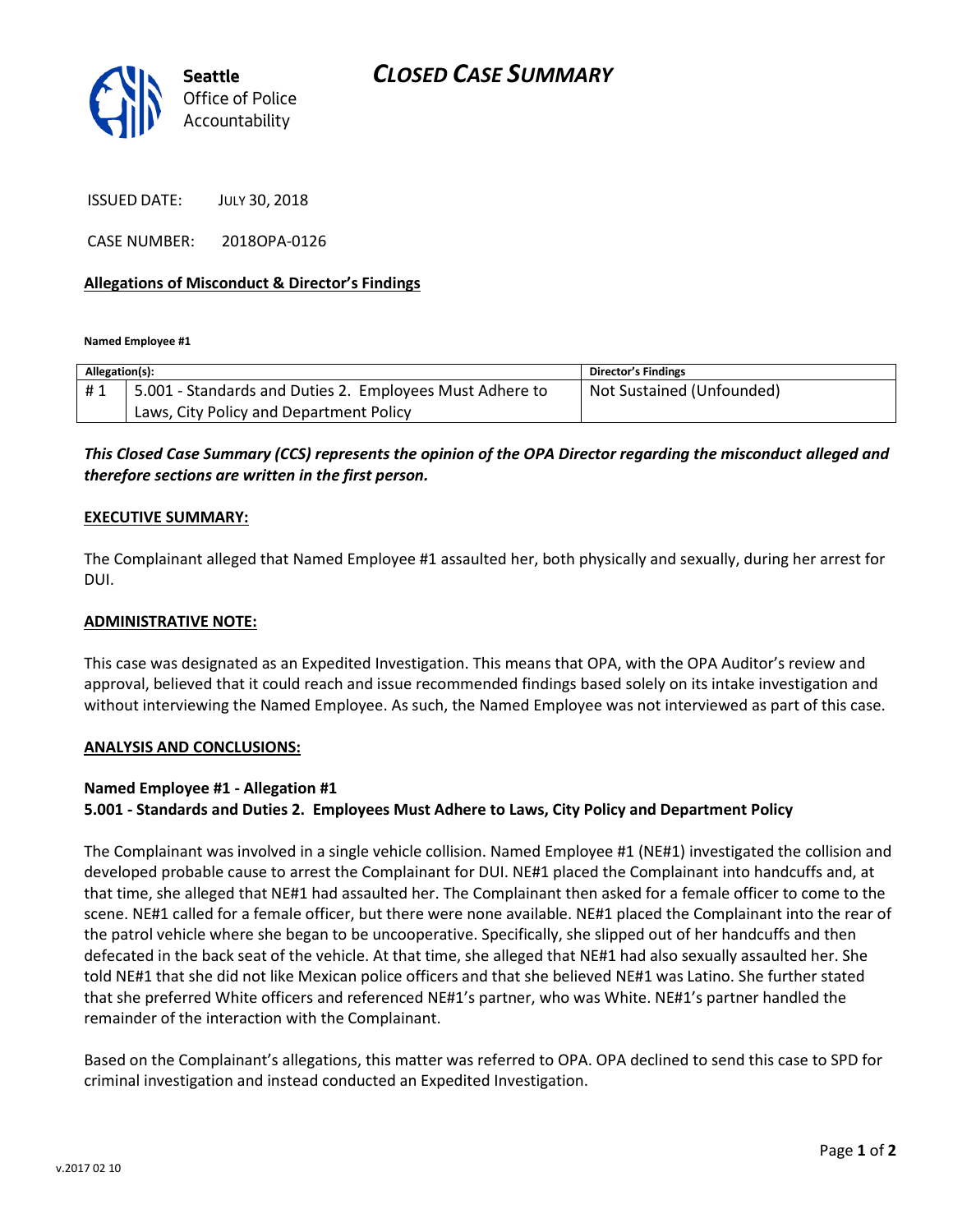Seattle
Office of Police
Accountability

# CLOSED CASE SUMMARY

ISSUED DATE: JULY 30, 2018

CASE NUMBER: 2018OPA-0126

**Allegations of Misconduct & Director's Findings**

**Named Employee #1**

| Allegation(s): | | Director's Findings |
|---|---|---|
| # 1 | 5.001 - Standards and Duties 2. Employees Must Adhere to Laws, City Policy and Department Policy | Not Sustained (Unfounded) |

***This Closed Case Summary (CCS) represents the opinion of the OPA Director regarding the misconduct alleged and therefore sections are written in the first person.***

**EXECUTIVE SUMMARY:**

The Complainant alleged that Named Employee #1 assaulted her, both physically and sexually, during her arrest for DUI.

**ADMINISTRATIVE NOTE:**

This case was designated as an Expedited Investigation. This means that OPA, with the OPA Auditor's review and approval, believed that it could reach and issue recommended findings based solely on its intake investigation and without interviewing the Named Employee. As such, the Named Employee was not interviewed as part of this case.

**ANALYSIS AND CONCLUSIONS:**

**Named Employee #1 - Allegation #1**
**5.001 - Standards and Duties 2. Employees Must Adhere to Laws, City Policy and Department Policy**

The Complainant was involved in a single vehicle collision. Named Employee #1 (NE#1) investigated the collision and developed probable cause to arrest the Complainant for DUI. NE#1 placed the Complainant into handcuffs and, at that time, she alleged that NE#1 had assaulted her. The Complainant then asked for a female officer to come to the scene. NE#1 called for a female officer, but there were none available. NE#1 placed the Complainant into the rear of the patrol vehicle where she began to be uncooperative. Specifically, she slipped out of her handcuffs and then defecated in the back seat of the vehicle. At that time, she alleged that NE#1 had also sexually assaulted her. She told NE#1 that she did not like Mexican police officers and that she believed NE#1 was Latino. She further stated that she preferred White officers and referenced NE#1's partner, who was White. NE#1's partner handled the remainder of the interaction with the Complainant.

Based on the Complainant's allegations, this matter was referred to OPA. OPA declined to send this case to SPD for criminal investigation and instead conducted an Expedited Investigation.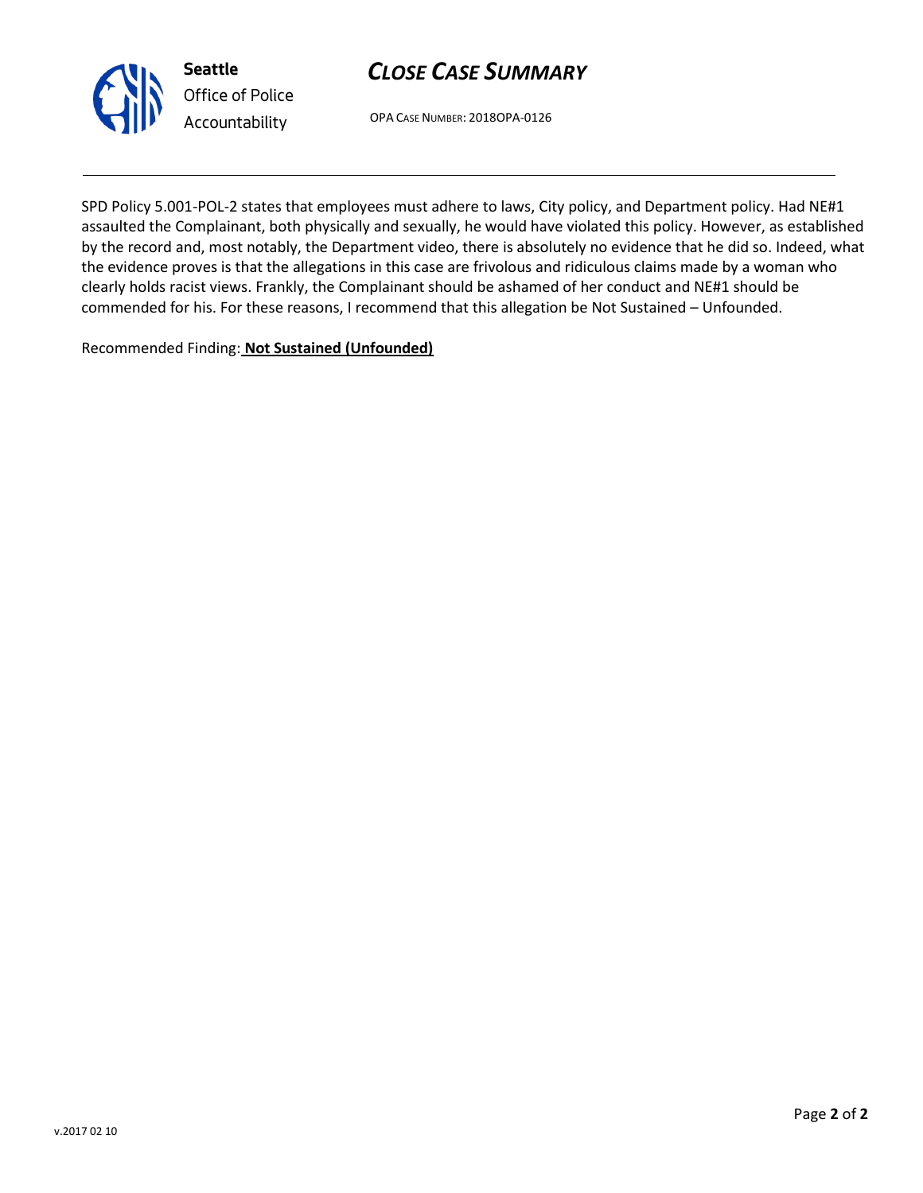SPD Policy 5.001-POL-2 states that employees must adhere to laws, City policy, and Department policy. Had NE#1 assaulted the Complainant, both physically and sexually, he would have violated this policy. However, as established by the record and, most notably, the Department video, there is absolutely no evidence that he did so. Indeed, what the evidence proves is that the allegations in this case are frivolous and ridiculous claims made by a woman who clearly holds racist views. Frankly, the Complainant should be ashamed of her conduct and NE#1 should be commended for his. For these reasons, I recommend that this allegation be Not Sustained – Unfounded.

Recommended Finding: **Not Sustained (Unfounded)**